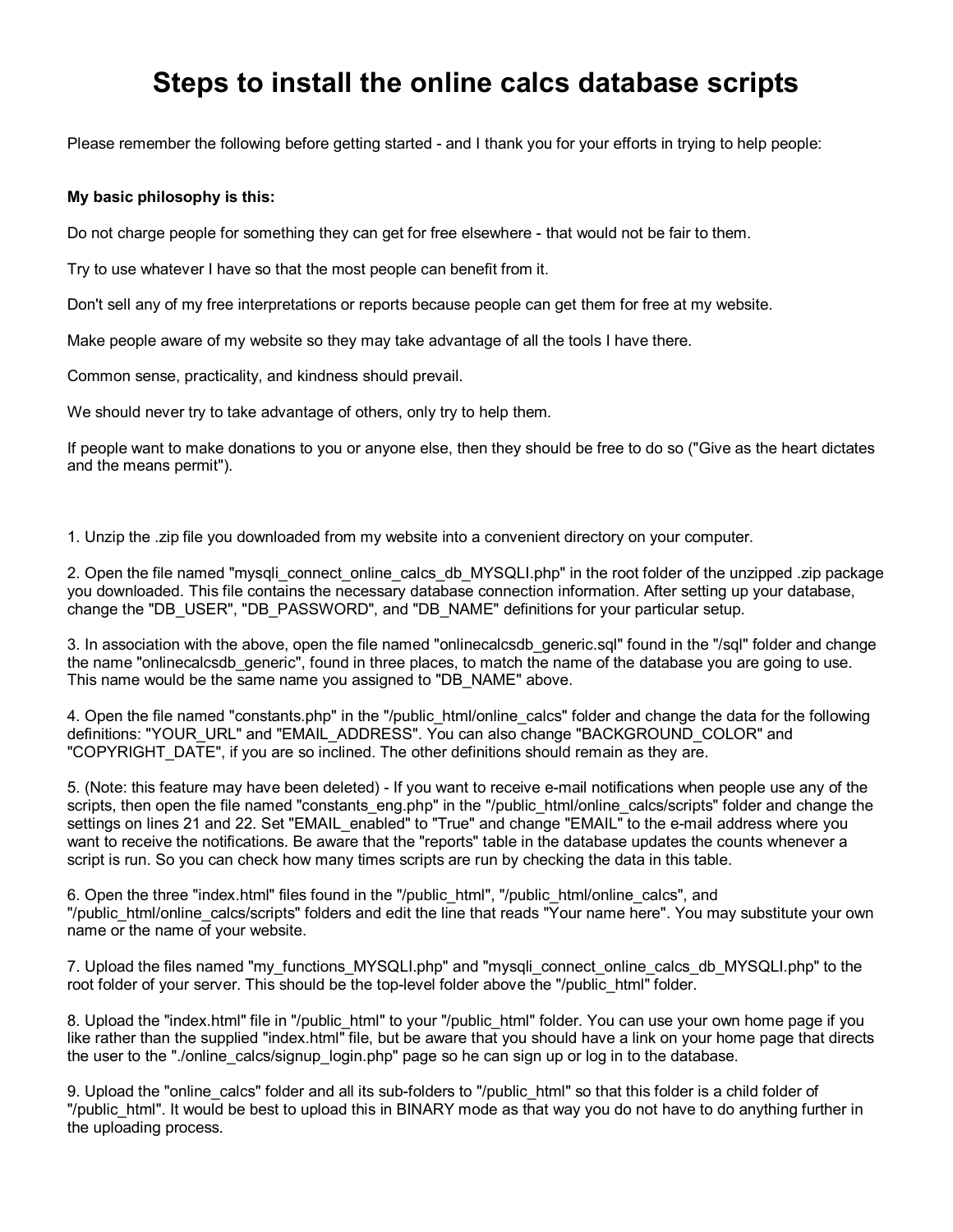# Steps to install the online calcs database scripts

Please remember the following before getting started - and I thank you for your efforts in trying to help people:

**My basic philosophy is this:**

Do not charge people for something they can get for free elsewhere - that would not be fair to them.

Try to use whatever I have so that the most people can benefit from it.

Don't sell any of my free interpretations or reports because people can get them for free at my website.

Make people aware of my website so they may take advantage of all the tools I have there.

Common sense, practicality, and kindness should prevail.

We should never try to take advantage of others, only try to help them.

If people want to make donations to you or anyone else, then they should be free to do so ("Give as the heart dictates and the means permit").

1. Unzip the .zip file you downloaded from my website into a convenient directory on your computer.

2. Open the file named "mysqli_connect_online_calcs_db_MYSQLI.php" in the root folder of the unzipped .zip package you downloaded. This file contains the necessary database connection information. After setting up your database, change the "DB_USER", "DB_PASSWORD", and "DB_NAME" definitions for your particular setup.

3. In association with the above, open the file named "onlinecalcsdb_generic.sql" found in the "/sql" folder and change the name "onlinecalcsdb_generic", found in three places, to match the name of the database you are going to use. This name would be the same name you assigned to "DB_NAME" above.

4. Open the file named "constants.php" in the "/public_html/online_calcs" folder and change the data for the following definitions: "YOUR_URL" and "EMAIL_ADDRESS". You can also change "BACKGROUND_COLOR" and "COPYRIGHT_DATE", if you are so inclined. The other definitions should remain as they are.

5. (Note: this feature may have been deleted) - If you want to receive e-mail notifications when people use any of the scripts, then open the file named "constants_eng.php" in the "/public_html/online_calcs/scripts" folder and change the settings on lines 21 and 22. Set "EMAIL_enabled" to "True" and change "EMAIL" to the e-mail address where you want to receive the notifications. Be aware that the "reports" table in the database updates the counts whenever a script is run. So you can check how many times scripts are run by checking the data in this table.

6. Open the three "index.html" files found in the "/public_html", "/public_html/online_calcs", and "/public_html/online_calcs/scripts" folders and edit the line that reads "Your name here". You may substitute your own name or the name of your website.

7. Upload the files named "my_functions_MYSQLI.php" and "mysqli_connect_online_calcs_db_MYSQLI.php" to the root folder of your server. This should be the top-level folder above the "/public_html" folder.

8. Upload the "index.html" file in "/public_html" to your "/public_html" folder. You can use your own home page if you like rather than the supplied "index.html" file, but be aware that you should have a link on your home page that directs the user to the "./online_calcs/signup_login.php" page so he can sign up or log in to the database.

9. Upload the "online_calcs" folder and all its sub-folders to "/public_html" so that this folder is a child folder of "/public_html". It would be best to upload this in BINARY mode as that way you do not have to do anything further in the uploading process.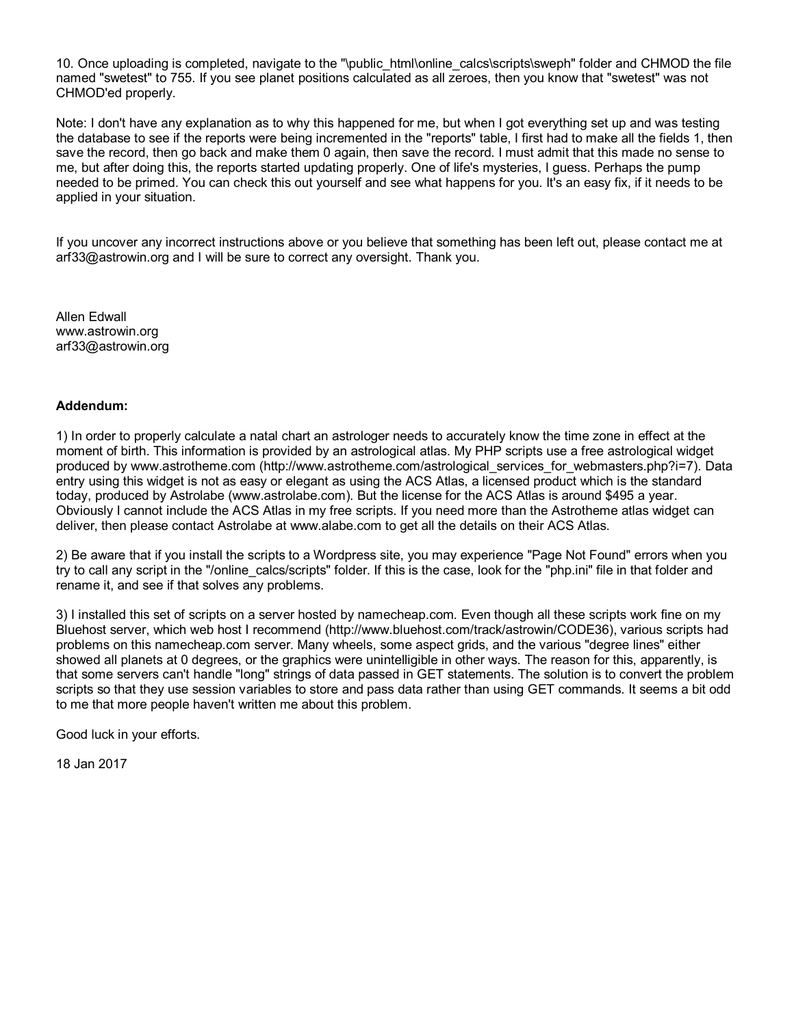10. Once uploading is completed, navigate to the "\public_html\online_calcs\scripts\sweph" folder and CHMOD the file named "swetest" to 755. If you see planet positions calculated as all zeroes, then you know that "swetest" was not CHMOD'ed properly.

Note: I don't have any explanation as to why this happened for me, but when I got everything set up and was testing the database to see if the reports were being incremented in the "reports" table, I first had to make all the fields 1, then save the record, then go back and make them 0 again, then save the record. I must admit that this made no sense to me, but after doing this, the reports started updating properly. One of life's mysteries, I guess. Perhaps the pump needed to be primed. You can check this out yourself and see what happens for you. It's an easy fix, if it needs to be applied in your situation.

If you uncover any incorrect instructions above or you believe that something has been left out, please contact me at arf33@astrowin.org and I will be sure to correct any oversight. Thank you.

Allen Edwall
www.astrowin.org
arf33@astrowin.org

**Addendum:**

1) In order to properly calculate a natal chart an astrologer needs to accurately know the time zone in effect at the moment of birth. This information is provided by an astrological atlas. My PHP scripts use a free astrological widget produced by www.astrotheme.com (http://www.astrotheme.com/astrological_services_for_webmasters.php?i=7). Data entry using this widget is not as easy or elegant as using the ACS Atlas, a licensed product which is the standard today, produced by Astrolabe (www.astrolabe.com). But the license for the ACS Atlas is around $495 a year. Obviously I cannot include the ACS Atlas in my free scripts. If you need more than the Astrotheme atlas widget can deliver, then please contact Astrolabe at www.alabe.com to get all the details on their ACS Atlas.

2) Be aware that if you install the scripts to a Wordpress site, you may experience "Page Not Found" errors when you try to call any script in the "/online_calcs/scripts" folder. If this is the case, look for the "php.ini" file in that folder and rename it, and see if that solves any problems.

3) I installed this set of scripts on a server hosted by namecheap.com. Even though all these scripts work fine on my Bluehost server, which web host I recommend (http://www.bluehost.com/track/astrowin/CODE36), various scripts had problems on this namecheap.com server. Many wheels, some aspect grids, and the various "degree lines" either showed all planets at 0 degrees, or the graphics were unintelligible in other ways. The reason for this, apparently, is that some servers can't handle "long" strings of data passed in GET statements. The solution is to convert the problem scripts so that they use session variables to store and pass data rather than using GET commands. It seems a bit odd to me that more people haven't written me about this problem.

Good luck in your efforts.

18 Jan 2017